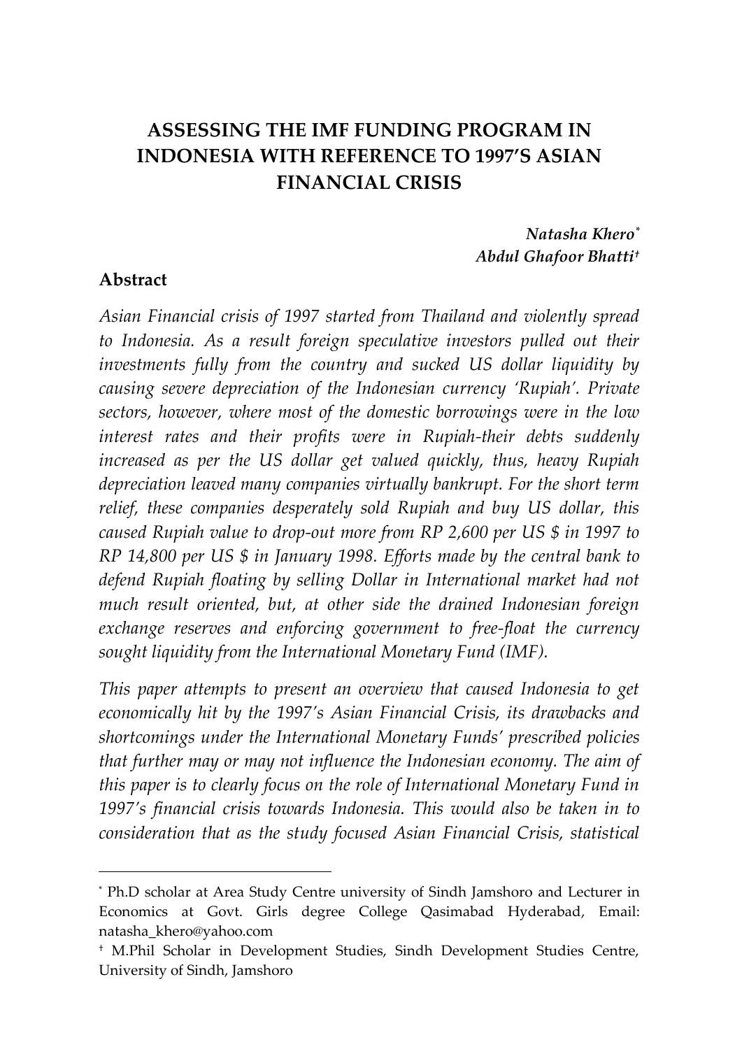# ASSESSING THE IMF FUNDING PROGRAM IN INDONESIA WITH REFERENCE TO 1997'S ASIAN FINANCIAL CRISIS

***Natasha Khero****

***Abdul Ghafoor Bhatti*†**

## Abstract

*Asian Financial crisis of 1997 started from Thailand and violently spread to Indonesia. As a result foreign speculative investors pulled out their investments fully from the country and sucked US dollar liquidity by causing severe depreciation of the Indonesian currency 'Rupiah'. Private sectors, however, where most of the domestic borrowings were in the low interest rates and their profits were in Rupiah-their debts suddenly increased as per the US dollar get valued quickly, thus, heavy Rupiah depreciation leaved many companies virtually bankrupt. For the short term relief, these companies desperately sold Rupiah and buy US dollar, this caused Rupiah value to drop-out more from RP 2,600 per US $ in 1997 to RP 14,800 per US $ in January 1998. Efforts made by the central bank to defend Rupiah floating by selling Dollar in International market had not much result oriented, but, at other side the drained Indonesian foreign exchange reserves and enforcing government to free-float the currency sought liquidity from the International Monetary Fund (IMF).*

*This paper attempts to present an overview that caused Indonesia to get economically hit by the 1997's Asian Financial Crisis, its drawbacks and shortcomings under the International Monetary Funds' prescribed policies that further may or may not influence the Indonesian economy. The aim of this paper is to clearly focus on the role of International Monetary Fund in 1997's financial crisis towards Indonesia. This would also be taken in to consideration that as the study focused Asian Financial Crisis, statistical*

---

* Ph.D scholar at Area Study Centre university of Sindh Jamshoro and Lecturer in Economics at Govt. Girls degree College Qasimabad Hyderabad, Email: natasha_khero@yahoo.com

† M.Phil Scholar in Development Studies, Sindh Development Studies Centre, University of Sindh, Jamshoro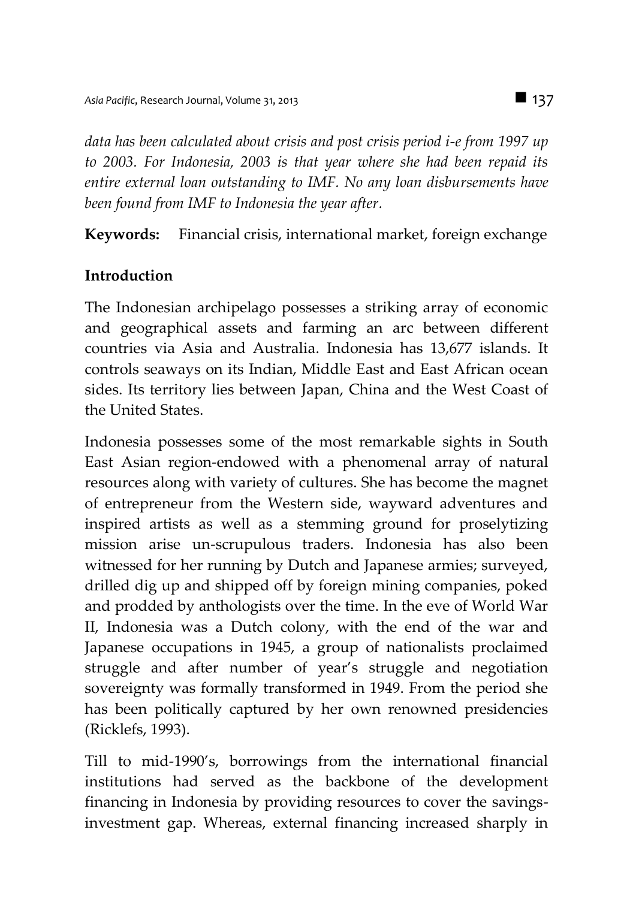*data has been calculated about crisis and post crisis period i-e from 1997 up to 2003. For Indonesia, 2003 is that year where she had been repaid its entire external loan outstanding to IMF. No any loan disbursements have been found from IMF to Indonesia the year after.*

**Keywords:** Financial crisis, international market, foreign exchange

## Introduction

The Indonesian archipelago possesses a striking array of economic and geographical assets and farming an arc between different countries via Asia and Australia. Indonesia has 13,677 islands. It controls seaways on its Indian, Middle East and East African ocean sides. Its territory lies between Japan, China and the West Coast of the United States.

Indonesia possesses some of the most remarkable sights in South East Asian region-endowed with a phenomenal array of natural resources along with variety of cultures. She has become the magnet of entrepreneur from the Western side, wayward adventures and inspired artists as well as a stemming ground for proselytizing mission arise un-scrupulous traders. Indonesia has also been witnessed for her running by Dutch and Japanese armies; surveyed, drilled dig up and shipped off by foreign mining companies, poked and prodded by anthologists over the time. In the eve of World War II, Indonesia was a Dutch colony, with the end of the war and Japanese occupations in 1945, a group of nationalists proclaimed struggle and after number of year's struggle and negotiation sovereignty was formally transformed in 1949. From the period she has been politically captured by her own renowned presidencies (Ricklefs, 1993).

Till to mid-1990's, borrowings from the international financial institutions had served as the backbone of the development financing in Indonesia by providing resources to cover the savings-investment gap. Whereas, external financing increased sharply in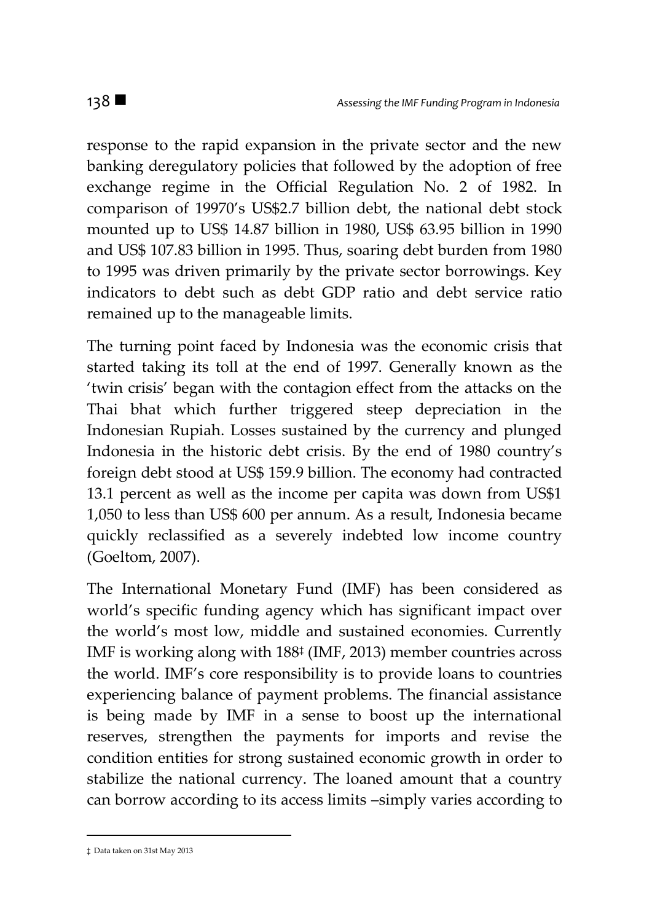response to the rapid expansion in the private sector and the new banking deregulatory policies that followed by the adoption of free exchange regime in the Official Regulation No. 2 of 1982. In comparison of 19970's US$2.7 billion debt, the national debt stock mounted up to US$ 14.87 billion in 1980, US$ 63.95 billion in 1990 and US$ 107.83 billion in 1995. Thus, soaring debt burden from 1980 to 1995 was driven primarily by the private sector borrowings. Key indicators to debt such as debt GDP ratio and debt service ratio remained up to the manageable limits.

The turning point faced by Indonesia was the economic crisis that started taking its toll at the end of 1997. Generally known as the 'twin crisis' began with the contagion effect from the attacks on the Thai bhat which further triggered steep depreciation in the Indonesian Rupiah. Losses sustained by the currency and plunged Indonesia in the historic debt crisis. By the end of 1980 country's foreign debt stood at US$ 159.9 billion. The economy had contracted 13.1 percent as well as the income per capita was down from US$1 1,050 to less than US$ 600 per annum. As a result, Indonesia became quickly reclassified as a severely indebted low income country (Goeltom, 2007).

The International Monetary Fund (IMF) has been considered as world's specific funding agency which has significant impact over the world's most low, middle and sustained economies. Currently IMF is working along with 188‡ (IMF, 2013) member countries across the world. IMF's core responsibility is to provide loans to countries experiencing balance of payment problems. The financial assistance is being made by IMF in a sense to boost up the international reserves, strengthen the payments for imports and revise the condition entities for strong sustained economic growth in order to stabilize the national currency. The loaned amount that a country can borrow according to its access limits –simply varies according to

‡ Data taken on 31st May 2013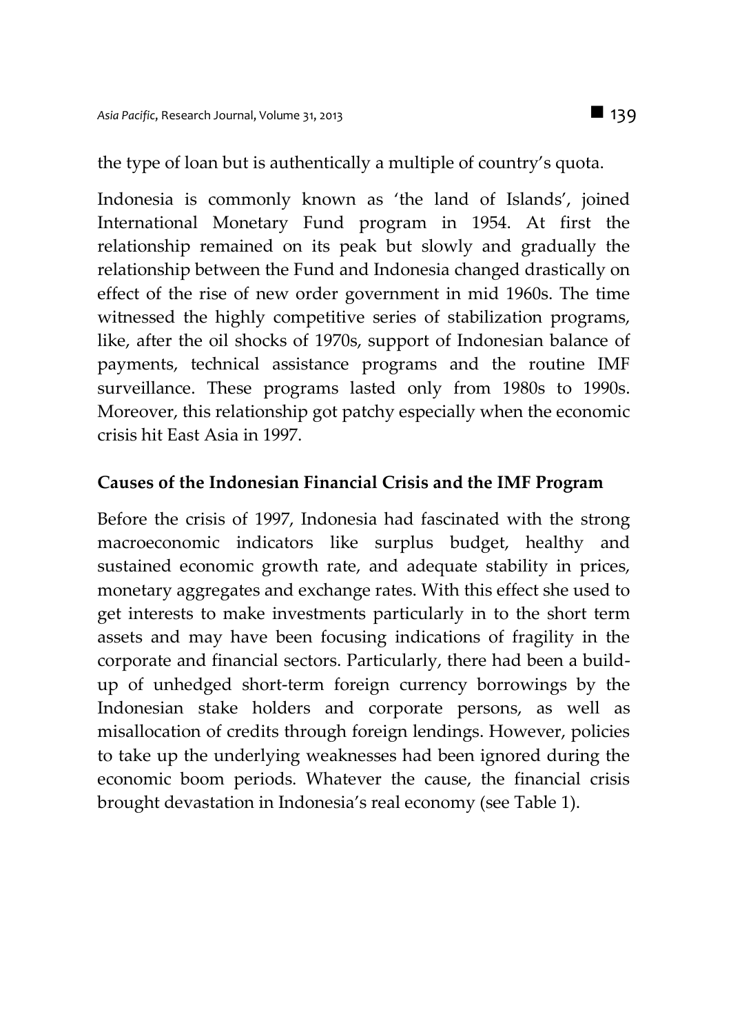the type of loan but is authentically a multiple of country's quota.

Indonesia is commonly known as 'the land of Islands', joined International Monetary Fund program in 1954. At first the relationship remained on its peak but slowly and gradually the relationship between the Fund and Indonesia changed drastically on effect of the rise of new order government in mid 1960s. The time witnessed the highly competitive series of stabilization programs, like, after the oil shocks of 1970s, support of Indonesian balance of payments, technical assistance programs and the routine IMF surveillance. These programs lasted only from 1980s to 1990s. Moreover, this relationship got patchy especially when the economic crisis hit East Asia in 1997.

## Causes of the Indonesian Financial Crisis and the IMF Program

Before the crisis of 1997, Indonesia had fascinated with the strong macroeconomic indicators like surplus budget, healthy and sustained economic growth rate, and adequate stability in prices, monetary aggregates and exchange rates. With this effect she used to get interests to make investments particularly in to the short term assets and may have been focusing indications of fragility in the corporate and financial sectors. Particularly, there had been a build-up of unhedged short-term foreign currency borrowings by the Indonesian stake holders and corporate persons, as well as misallocation of credits through foreign lendings. However, policies to take up the underlying weaknesses had been ignored during the economic boom periods. Whatever the cause, the financial crisis brought devastation in Indonesia's real economy (see Table 1).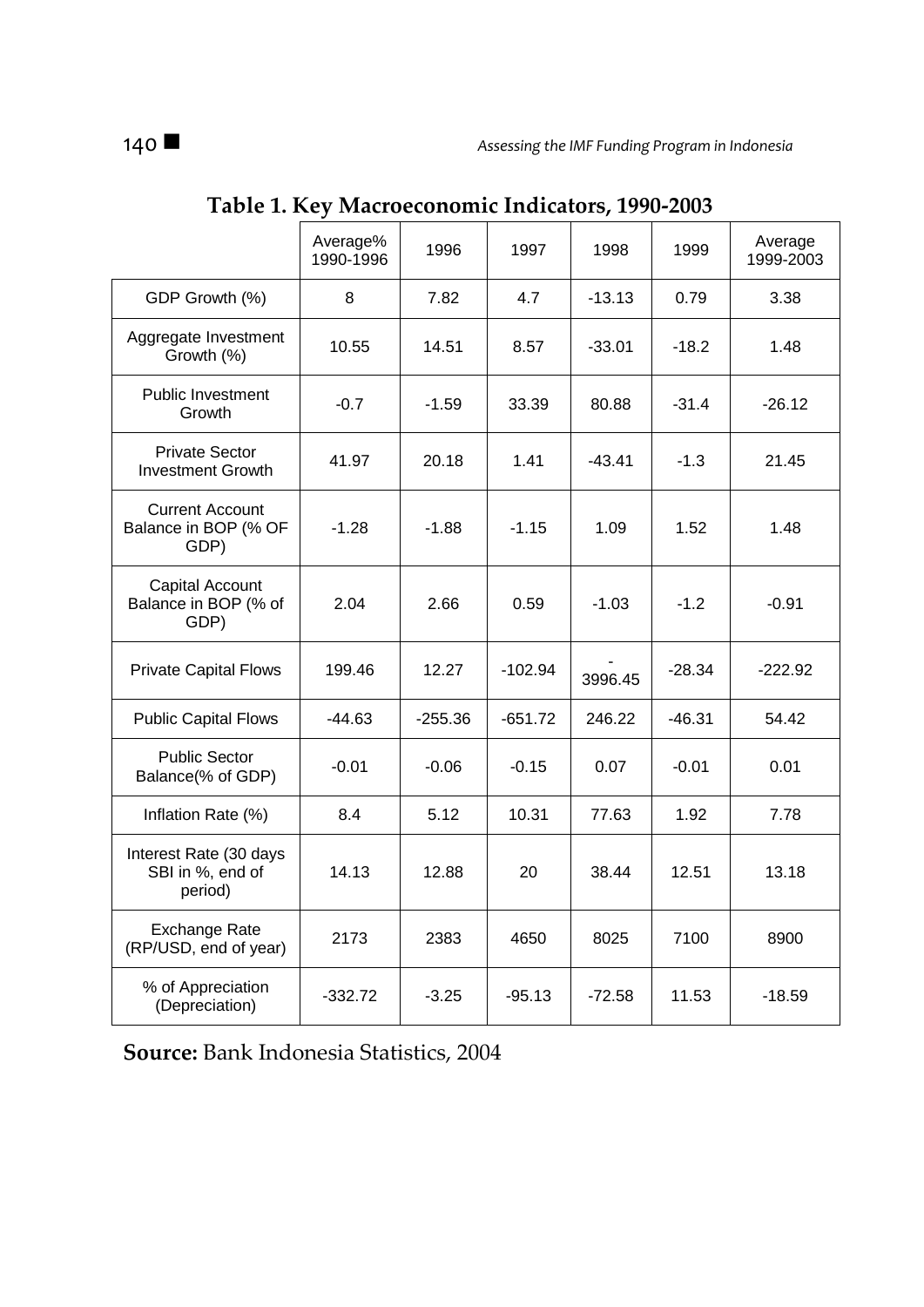**Table 1. Key Macroeconomic Indicators, 1990-2003**

| | Average% 1990-1996 | 1996 | 1997 | 1998 | 1999 | Average 1999-2003 |
|---|---|---|---|---|---|---|
| GDP Growth (%) | 8 | 7.82 | 4.7 | -13.13 | 0.79 | 3.38 |
| Aggregate Investment Growth (%) | 10.55 | 14.51 | 8.57 | -33.01 | -18.2 | 1.48 |
| Public Investment Growth | -0.7 | -1.59 | 33.39 | 80.88 | -31.4 | -26.12 |
| Private Sector Investment Growth | 41.97 | 20.18 | 1.41 | -43.41 | -1.3 | 21.45 |
| Current Account Balance in BOP (% OF GDP) | -1.28 | -1.88 | -1.15 | 1.09 | 1.52 | 1.48 |
| Capital Account Balance in BOP (% of GDP) | 2.04 | 2.66 | 0.59 | -1.03 | -1.2 | -0.91 |
| Private Capital Flows | 199.46 | 12.27 | -102.94 | -3996.45 | -28.34 | -222.92 |
| Public Capital Flows | -44.63 | -255.36 | -651.72 | 246.22 | -46.31 | 54.42 |
| Public Sector Balance(% of GDP) | -0.01 | -0.06 | -0.15 | 0.07 | -0.01 | 0.01 |
| Inflation Rate (%) | 8.4 | 5.12 | 10.31 | 77.63 | 1.92 | 7.78 |
| Interest Rate (30 days SBI in %, end of period) | 14.13 | 12.88 | 20 | 38.44 | 12.51 | 13.18 |
| Exchange Rate (RP/USD, end of year) | 2173 | 2383 | 4650 | 8025 | 7100 | 8900 |
| % of Appreciation (Depreciation) | -332.72 | -3.25 | -95.13 | -72.58 | 11.53 | -18.59 |

**Source:** Bank Indonesia Statistics, 2004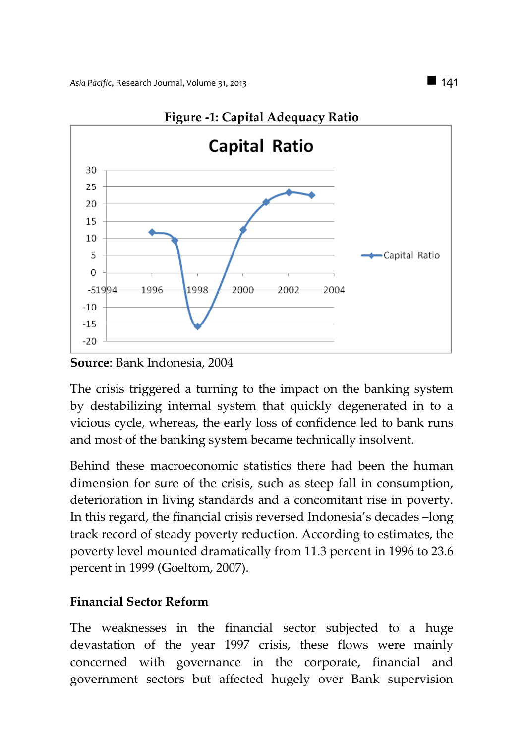**Figure -1: Capital Adequacy Ratio**

**Source**: Bank Indonesia, 2004

The crisis triggered a turning to the impact on the banking system by destabilizing internal system that quickly degenerated in to a vicious cycle, whereas, the early loss of confidence led to bank runs and most of the banking system became technically insolvent.

Behind these macroeconomic statistics there had been the human dimension for sure of the crisis, such as steep fall in consumption, deterioration in living standards and a concomitant rise in poverty. In this regard, the financial crisis reversed Indonesia's decades –long track record of steady poverty reduction. According to estimates, the poverty level mounted dramatically from 11.3 percent in 1996 to 23.6 percent in 1999 (Goeltom, 2007).

**Financial Sector Reform**

The weaknesses in the financial sector subjected to a huge devastation of the year 1997 crisis, these flows were mainly concerned with governance in the corporate, financial and government sectors but affected hugely over Bank supervision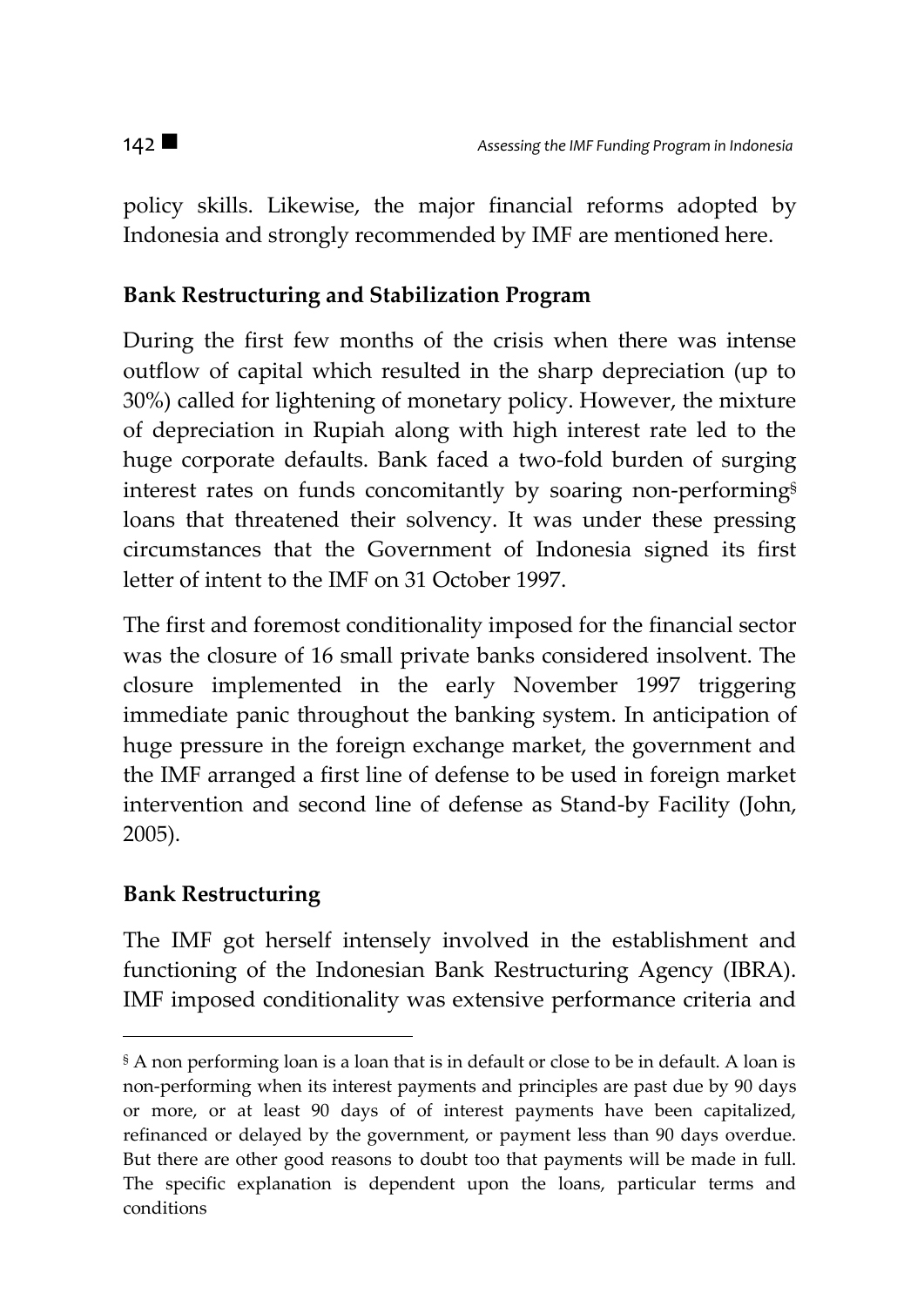policy skills. Likewise, the major financial reforms adopted by Indonesia and strongly recommended by IMF are mentioned here.

### Bank Restructuring and Stabilization Program

During the first few months of the crisis when there was intense outflow of capital which resulted in the sharp depreciation (up to 30%) called for lightening of monetary policy. However, the mixture of depreciation in Rupiah along with high interest rate led to the huge corporate defaults. Bank faced a two-fold burden of surging interest rates on funds concomitantly by soaring non-performing[§] loans that threatened their solvency. It was under these pressing circumstances that the Government of Indonesia signed its first letter of intent to the IMF on 31 October 1997.

The first and foremost conditionality imposed for the financial sector was the closure of 16 small private banks considered insolvent. The closure implemented in the early November 1997 triggering immediate panic throughout the banking system. In anticipation of huge pressure in the foreign exchange market, the government and the IMF arranged a first line of defense to be used in foreign market intervention and second line of defense as Stand-by Facility (John, 2005).

### Bank Restructuring

The IMF got herself intensely involved in the establishment and functioning of the Indonesian Bank Restructuring Agency (IBRA). IMF imposed conditionality was extensive performance criteria and

---

[§] A non performing loan is a loan that is in default or close to be in default. A loan is non-performing when its interest payments and principles are past due by 90 days or more, or at least 90 days of of interest payments have been capitalized, refinanced or delayed by the government, or payment less than 90 days overdue. But there are other good reasons to doubt too that payments will be made in full. The specific explanation is dependent upon the loans, particular terms and conditions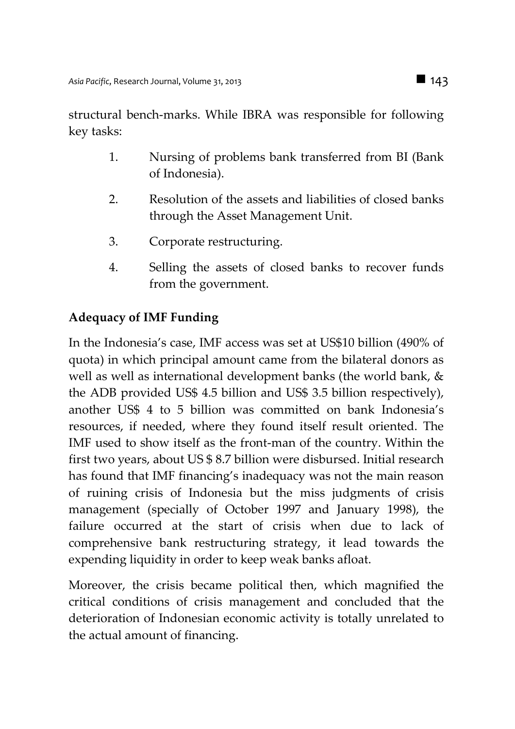structural bench-marks. While IBRA was responsible for following key tasks:

1. Nursing of problems bank transferred from BI (Bank of Indonesia).
2. Resolution of the assets and liabilities of closed banks through the Asset Management Unit.
3. Corporate restructuring.
4. Selling the assets of closed banks to recover funds from the government.

**Adequacy of IMF Funding**

In the Indonesia's case, IMF access was set at US$10 billion (490% of quota) in which principal amount came from the bilateral donors as well as well as international development banks (the world bank, & the ADB provided US$ 4.5 billion and US$ 3.5 billion respectively), another US$ 4 to 5 billion was committed on bank Indonesia's resources, if needed, where they found itself result oriented. The IMF used to show itself as the front-man of the country. Within the first two years, about US $ 8.7 billion were disbursed. Initial research has found that IMF financing's inadequacy was not the main reason of ruining crisis of Indonesia but the miss judgments of crisis management (specially of October 1997 and January 1998), the failure occurred at the start of crisis when due to lack of comprehensive bank restructuring strategy, it lead towards the expending liquidity in order to keep weak banks afloat.

Moreover, the crisis became political then, which magnified the critical conditions of crisis management and concluded that the deterioration of Indonesian economic activity is totally unrelated to the actual amount of financing.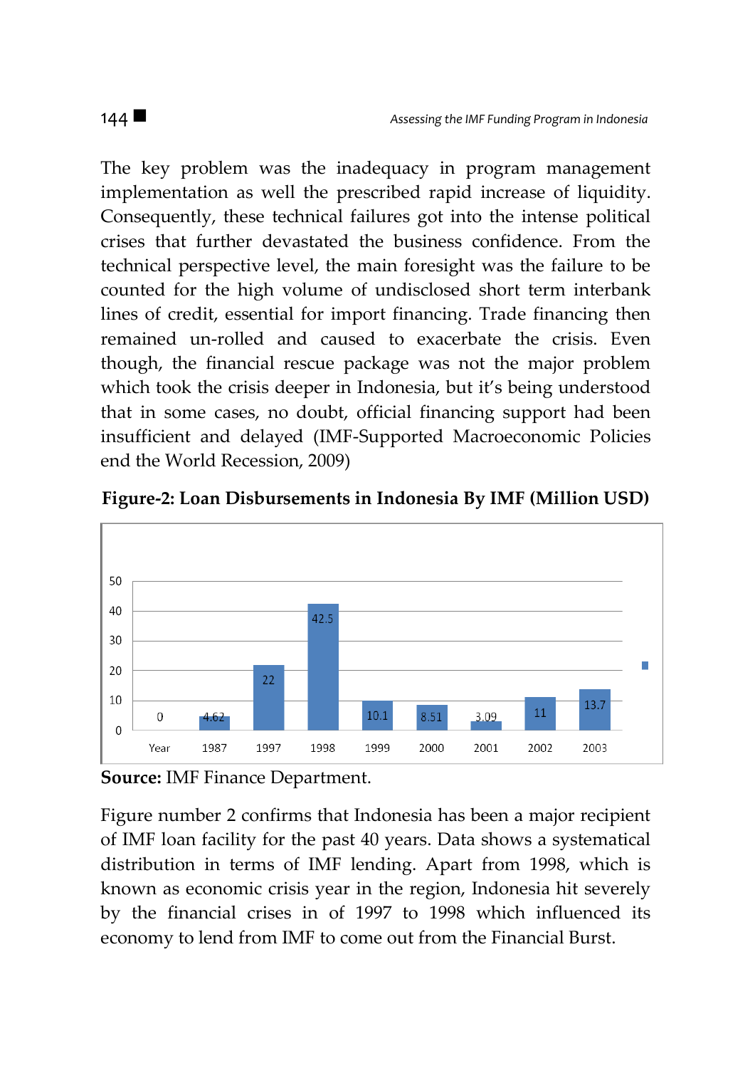The key problem was the inadequacy in program management implementation as well the prescribed rapid increase of liquidity. Consequently, these technical failures got into the intense political crises that further devastated the business confidence. From the technical perspective level, the main foresight was the failure to be counted for the high volume of undisclosed short term interbank lines of credit, essential for import financing. Trade financing then remained un-rolled and caused to exacerbate the crisis. Even though, the financial rescue package was not the major problem which took the crisis deeper in Indonesia, but it's being understood that in some cases, no doubt, official financing support had been insufficient and delayed (IMF-Supported Macroeconomic Policies end the World Recession, 2009)

**Figure-2: Loan Disbursements in Indonesia By IMF (Million USD)**

| Year | 1987 | 1997 | 1998 | 1999 | 2000 | 2001 | 2002 | 2003 |
|---|---|---|---|---|---|---|---|---|
| 0 | 4.62 | 22 | 42.5 | 10.1 | 8.51 | 3.09 | 11 | 13.7 |

**Source:** IMF Finance Department.

Figure number 2 confirms that Indonesia has been a major recipient of IMF loan facility for the past 40 years. Data shows a systematical distribution in terms of IMF lending. Apart from 1998, which is known as economic crisis year in the region, Indonesia hit severely by the financial crises in of 1997 to 1998 which influenced its economy to lend from IMF to come out from the Financial Burst.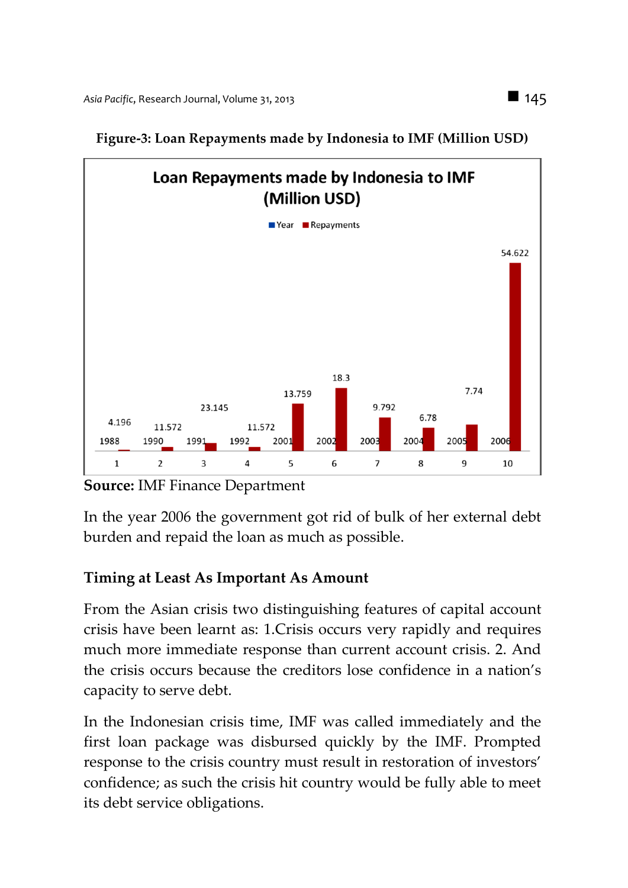**Figure-3: Loan Repayments made by Indonesia to IMF (Million USD)**

| | 1 | 2 | 3 | 4 | 5 | 6 | 7 | 8 | 9 | 10 |
|---|---|---|---|---|---|---|---|---|---|---|
| Year | 1988 | 1990 | 1991 | 1992 | 2001 | 2002 | 2003 | 2004 | 2005 | 2006 |
| Repayments | 4.196 | 11.572 | 23.145 | 11.572 | 13.759 | 18.3 | 9.792 | 6.78 | 7.74 | 54.622 |

**Source:** IMF Finance Department

In the year 2006 the government got rid of bulk of her external debt burden and repaid the loan as much as possible.

### Timing at Least As Important As Amount

From the Asian crisis two distinguishing features of capital account crisis have been learnt as: 1.Crisis occurs very rapidly and requires much more immediate response than current account crisis. 2. And the crisis occurs because the creditors lose confidence in a nation's capacity to serve debt.

In the Indonesian crisis time, IMF was called immediately and the first loan package was disbursed quickly by the IMF. Prompted response to the crisis country must result in restoration of investors' confidence; as such the crisis hit country would be fully able to meet its debt service obligations.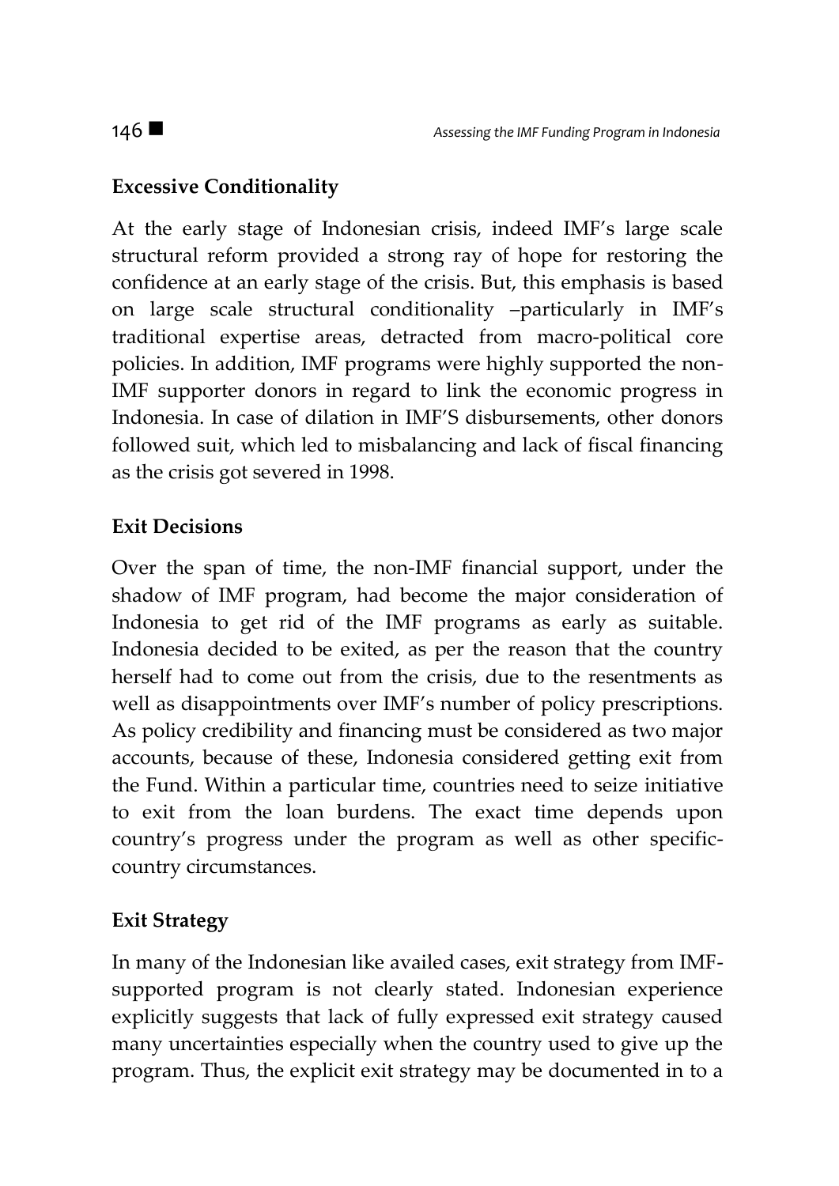### Excessive Conditionality

At the early stage of Indonesian crisis, indeed IMF's large scale structural reform provided a strong ray of hope for restoring the confidence at an early stage of the crisis. But, this emphasis is based on large scale structural conditionality –particularly in IMF's traditional expertise areas, detracted from macro-political core policies. In addition, IMF programs were highly supported the non-IMF supporter donors in regard to link the economic progress in Indonesia. In case of dilation in IMF'S disbursements, other donors followed suit, which led to misbalancing and lack of fiscal financing as the crisis got severed in 1998.

### Exit Decisions

Over the span of time, the non-IMF financial support, under the shadow of IMF program, had become the major consideration of Indonesia to get rid of the IMF programs as early as suitable. Indonesia decided to be exited, as per the reason that the country herself had to come out from the crisis, due to the resentments as well as disappointments over IMF's number of policy prescriptions. As policy credibility and financing must be considered as two major accounts, because of these, Indonesia considered getting exit from the Fund. Within a particular time, countries need to seize initiative to exit from the loan burdens. The exact time depends upon country's progress under the program as well as other specific-country circumstances.

### Exit Strategy

In many of the Indonesian like availed cases, exit strategy from IMF-supported program is not clearly stated. Indonesian experience explicitly suggests that lack of fully expressed exit strategy caused many uncertainties especially when the country used to give up the program. Thus, the explicit exit strategy may be documented in to a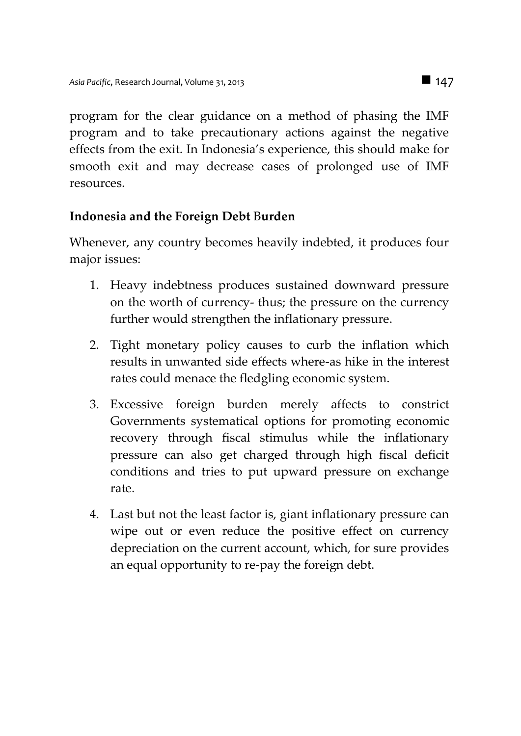program for the clear guidance on a method of phasing the IMF program and to take precautionary actions against the negative effects from the exit. In Indonesia's experience, this should make for smooth exit and may decrease cases of prolonged use of IMF resources.

## Indonesia and the Foreign Debt Burden

Whenever, any country becomes heavily indebted, it produces four major issues:

1. Heavy indebtness produces sustained downward pressure on the worth of currency- thus; the pressure on the currency further would strengthen the inflationary pressure.

2. Tight monetary policy causes to curb the inflation which results in unwanted side effects where-as hike in the interest rates could menace the fledgling economic system.

3. Excessive foreign burden merely affects to constrict Governments systematical options for promoting economic recovery through fiscal stimulus while the inflationary pressure can also get charged through high fiscal deficit conditions and tries to put upward pressure on exchange rate.

4. Last but not the least factor is, giant inflationary pressure can wipe out or even reduce the positive effect on currency depreciation on the current account, which, for sure provides an equal opportunity to re-pay the foreign debt.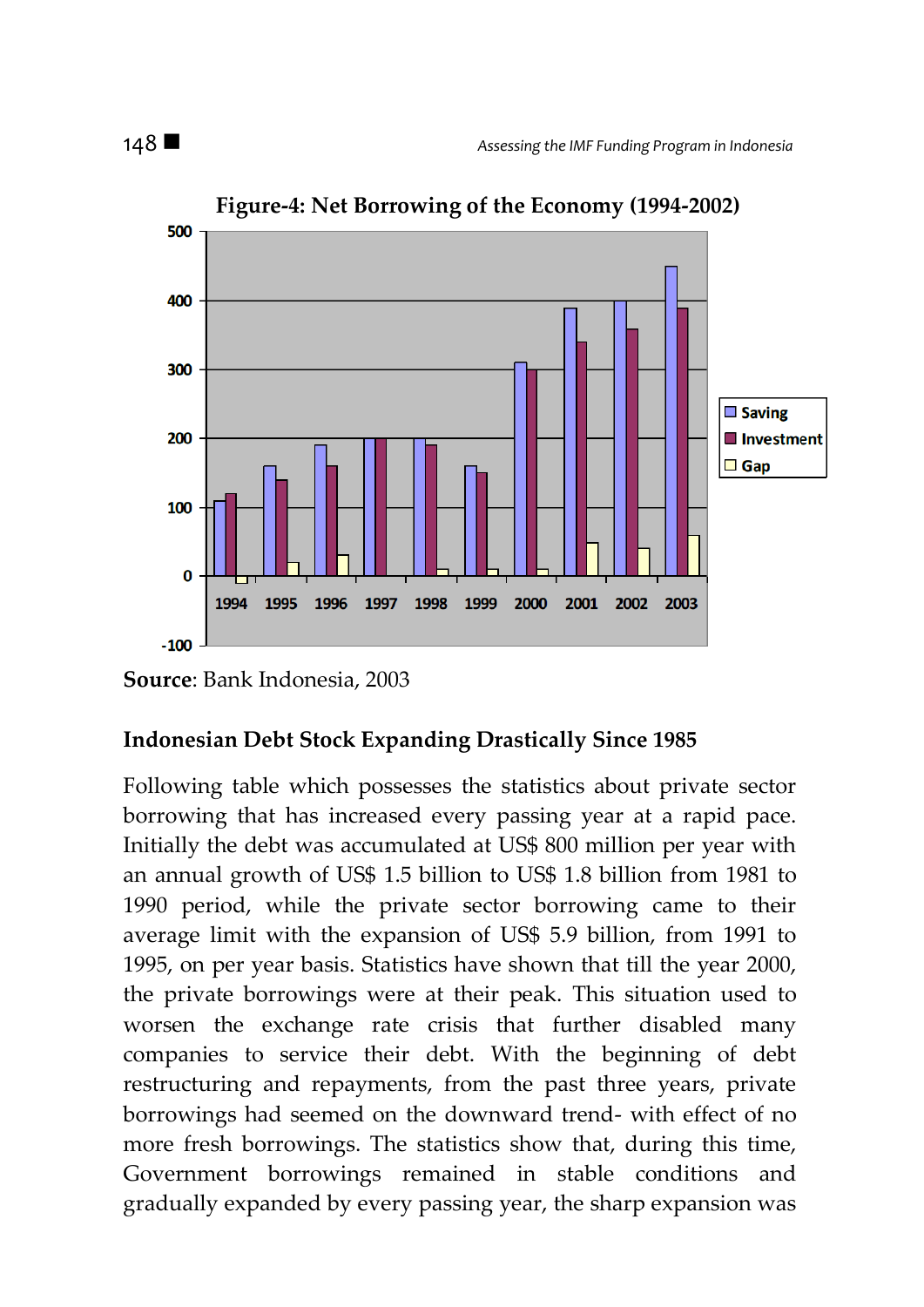**Figure-4: Net Borrowing of the Economy (1994-2002)**

**Source**: Bank Indonesia, 2003

**Indonesian Debt Stock Expanding Drastically Since 1985**

Following table which possesses the statistics about private sector borrowing that has increased every passing year at a rapid pace. Initially the debt was accumulated at US$ 800 million per year with an annual growth of US$ 1.5 billion to US$ 1.8 billion from 1981 to 1990 period, while the private sector borrowing came to their average limit with the expansion of US$ 5.9 billion, from 1991 to 1995, on per year basis. Statistics have shown that till the year 2000, the private borrowings were at their peak. This situation used to worsen the exchange rate crisis that further disabled many companies to service their debt. With the beginning of debt restructuring and repayments, from the past three years, private borrowings had seemed on the downward trend- with effect of no more fresh borrowings. The statistics show that, during this time, Government borrowings remained in stable conditions and gradually expanded by every passing year, the sharp expansion was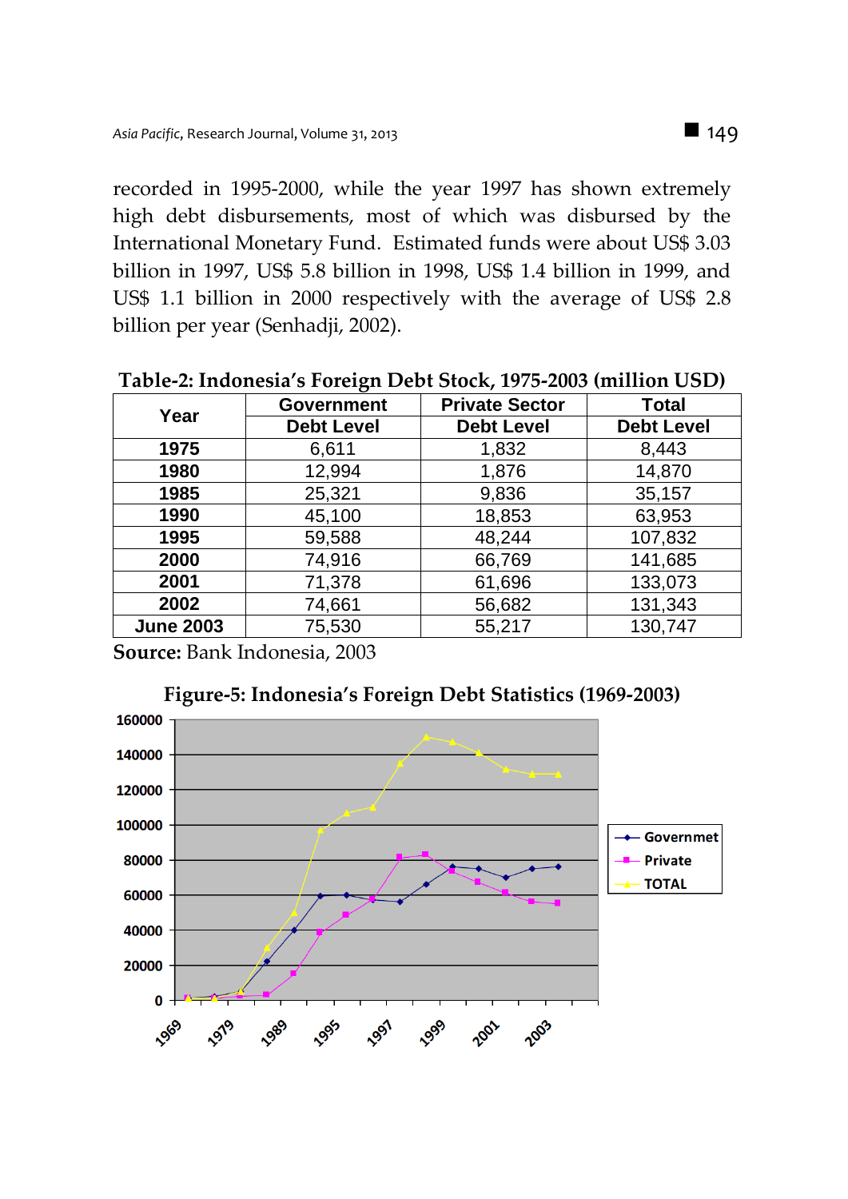recorded in 1995-2000, while the year 1997 has shown extremely high debt disbursements, most of which was disbursed by the International Monetary Fund. Estimated funds were about US$ 3.03 billion in 1997, US$ 5.8 billion in 1998, US$ 1.4 billion in 1999, and US$ 1.1 billion in 2000 respectively with the average of US$ 2.8 billion per year (Senhadji, 2002).

**Table-2: Indonesia's Foreign Debt Stock, 1975-2003 (million USD)**

| Year | Government Debt Level | Private Sector Debt Level | Total Debt Level |
|---|---|---|---|
| **1975** | 6,611 | 1,832 | 8,443 |
| **1980** | 12,994 | 1,876 | 14,870 |
| **1985** | 25,321 | 9,836 | 35,157 |
| **1990** | 45,100 | 18,853 | 63,953 |
| **1995** | 59,588 | 48,244 | 107,832 |
| **2000** | 74,916 | 66,769 | 141,685 |
| **2001** | 71,378 | 61,696 | 133,073 |
| **2002** | 74,661 | 56,682 | 131,343 |
| **June 2003** | 75,530 | 55,217 | 130,747 |

**Source:** Bank Indonesia, 2003

**Figure-5: Indonesia's Foreign Debt Statistics (1969-2003)**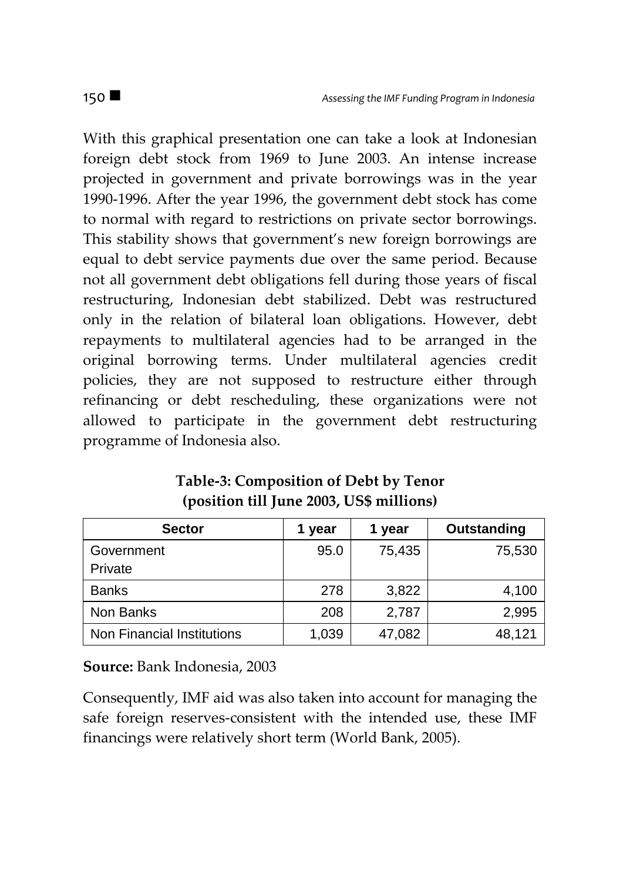With this graphical presentation one can take a look at Indonesian foreign debt stock from 1969 to June 2003. An intense increase projected in government and private borrowings was in the year 1990-1996. After the year 1996, the government debt stock has come to normal with regard to restrictions on private sector borrowings. This stability shows that government's new foreign borrowings are equal to debt service payments due over the same period. Because not all government debt obligations fell during those years of fiscal restructuring, Indonesian debt stabilized. Debt was restructured only in the relation of bilateral loan obligations. However, debt repayments to multilateral agencies had to be arranged in the original borrowing terms. Under multilateral agencies credit policies, they are not supposed to restructure either through refinancing or debt rescheduling, these organizations were not allowed to participate in the government debt restructuring programme of Indonesia also.

**Table-3: Composition of Debt by Tenor (position till June 2003, US$ millions)**

| Sector | 1 year | 1 year | Outstanding |
|---|---|---|---|
| Government | 95.0 | 75,435 | 75,530 |
| Private | | | |
| Banks | 278 | 3,822 | 4,100 |
| Non Banks | 208 | 2,787 | 2,995 |
| Non Financial Institutions | 1,039 | 47,082 | 48,121 |

**Source:** Bank Indonesia, 2003

Consequently, IMF aid was also taken into account for managing the safe foreign reserves-consistent with the intended use, these IMF financings were relatively short term (World Bank, 2005).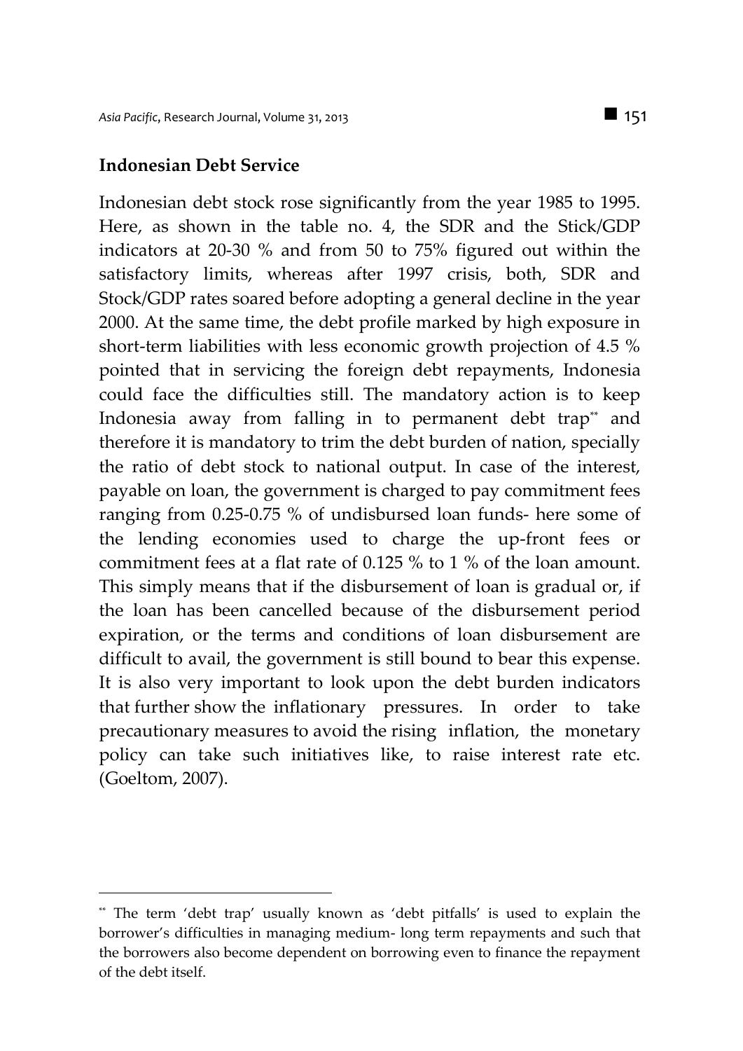## Indonesian Debt Service

Indonesian debt stock rose significantly from the year 1985 to 1995. Here, as shown in the table no. 4, the SDR and the Stick/GDP indicators at 20-30 % and from 50 to 75% figured out within the satisfactory limits, whereas after 1997 crisis, both, SDR and Stock/GDP rates soared before adopting a general decline in the year 2000. At the same time, the debt profile marked by high exposure in short-term liabilities with less economic growth projection of 4.5 % pointed that in servicing the foreign debt repayments, Indonesia could face the difficulties still. The mandatory action is to keep Indonesia away from falling in to permanent debt trap** and therefore it is mandatory to trim the debt burden of nation, specially the ratio of debt stock to national output. In case of the interest, payable on loan, the government is charged to pay commitment fees ranging from 0.25-0.75 % of undisbursed loan funds- here some of the lending economies used to charge the up-front fees or commitment fees at a flat rate of 0.125 % to 1 % of the loan amount. This simply means that if the disbursement of loan is gradual or, if the loan has been cancelled because of the disbursement period expiration, or the terms and conditions of loan disbursement are difficult to avail, the government is still bound to bear this expense. It is also very important to look upon the debt burden indicators that further show the inflationary pressures. In order to take precautionary measures to avoid the rising inflation, the monetary policy can take such initiatives like, to raise interest rate etc. (Goeltom, 2007).

---

** The term 'debt trap' usually known as 'debt pitfalls' is used to explain the borrower's difficulties in managing medium- long term repayments and such that the borrowers also become dependent on borrowing even to finance the repayment of the debt itself.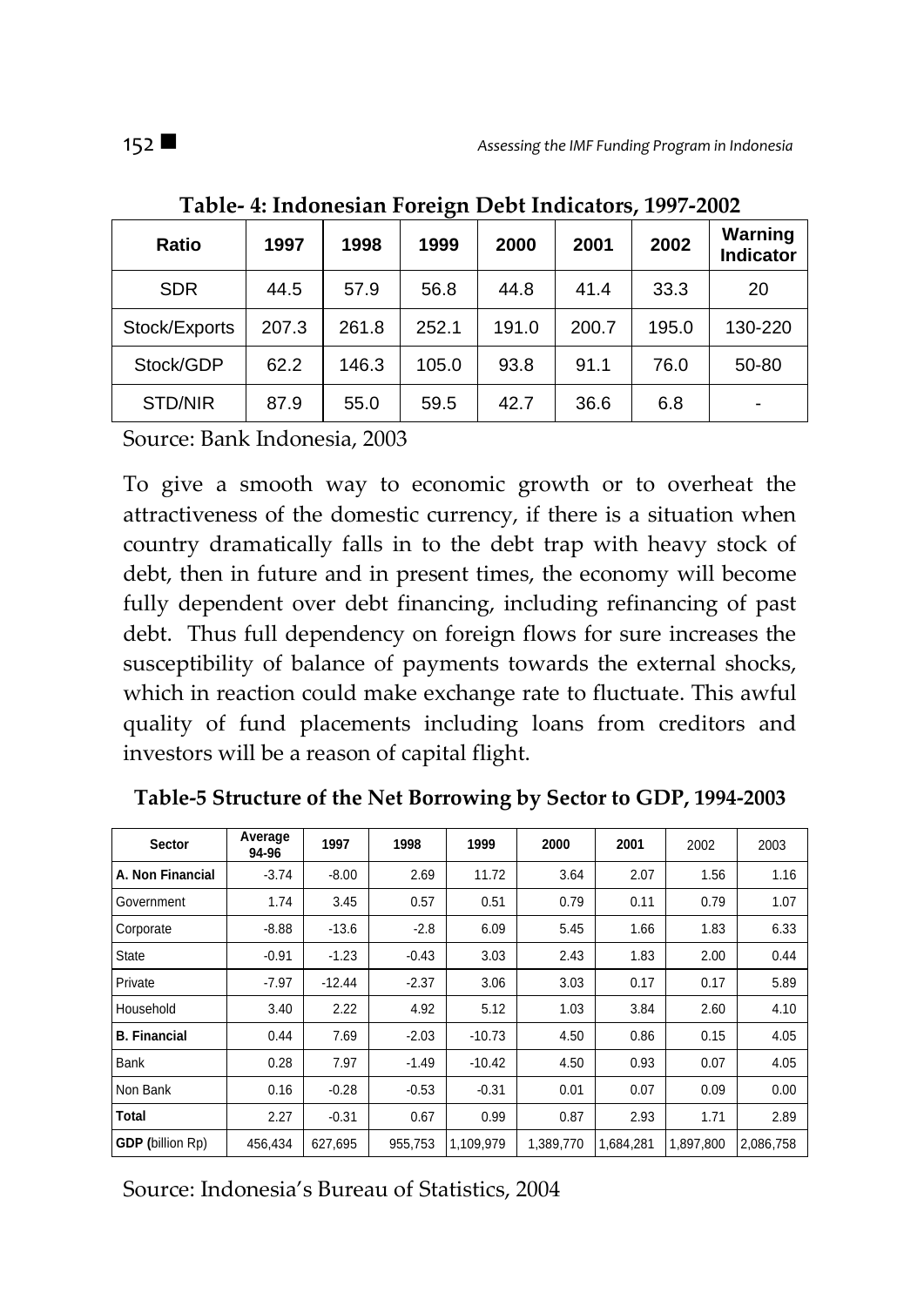**Table- 4: Indonesian Foreign Debt Indicators, 1997-2002**

| Ratio | 1997 | 1998 | 1999 | 2000 | 2001 | 2002 | Warning Indicator |
|---|---|---|---|---|---|---|---|
| SDR | 44.5 | 57.9 | 56.8 | 44.8 | 41.4 | 33.3 | 20 |
| Stock/Exports | 207.3 | 261.8 | 252.1 | 191.0 | 200.7 | 195.0 | 130-220 |
| Stock/GDP | 62.2 | 146.3 | 105.0 | 93.8 | 91.1 | 76.0 | 50-80 |
| STD/NIR | 87.9 | 55.0 | 59.5 | 42.7 | 36.6 | 6.8 | - |

Source: Bank Indonesia, 2003

To give a smooth way to economic growth or to overheat the attractiveness of the domestic currency, if there is a situation when country dramatically falls in to the debt trap with heavy stock of debt, then in future and in present times, the economy will become fully dependent over debt financing, including refinancing of past debt. Thus full dependency on foreign flows for sure increases the susceptibility of balance of payments towards the external shocks, which in reaction could make exchange rate to fluctuate. This awful quality of fund placements including loans from creditors and investors will be a reason of capital flight.

**Table-5 Structure of the Net Borrowing by Sector to GDP, 1994-2003**

| Sector | Average 94-96 | 1997 | 1998 | 1999 | 2000 | 2001 | 2002 | 2003 |
|---|---|---|---|---|---|---|---|---|
| **A. Non Financial** | -3.74 | -8.00 | 2.69 | 11.72 | 3.64 | 2.07 | 1.56 | 1.16 |
| Government | 1.74 | 3.45 | 0.57 | 0.51 | 0.79 | 0.11 | 0.79 | 1.07 |
| Corporate | -8.88 | -13.6 | -2.8 | 6.09 | 5.45 | 1.66 | 1.83 | 6.33 |
| State | -0.91 | -1.23 | -0.43 | 3.03 | 2.43 | 1.83 | 2.00 | 0.44 |
| Private | -7.97 | -12.44 | -2.37 | 3.06 | 3.03 | 0.17 | 0.17 | 5.89 |
| Household | 3.40 | 2.22 | 4.92 | 5.12 | 1.03 | 3.84 | 2.60 | 4.10 |
| **B. Financial** | 0.44 | 7.69 | -2.03 | -10.73 | 4.50 | 0.86 | 0.15 | 4.05 |
| Bank | 0.28 | 7.97 | -1.49 | -10.42 | 4.50 | 0.93 | 0.07 | 4.05 |
| Non Bank | 0.16 | -0.28 | -0.53 | -0.31 | 0.01 | 0.07 | 0.09 | 0.00 |
| **Total** | 2.27 | -0.31 | 0.67 | 0.99 | 0.87 | 2.93 | 1.71 | 2.89 |
| **GDP** (billion Rp) | 456,434 | 627,695 | 955,753 | 1,109,979 | 1,389,770 | 1,684,281 | 1,897,800 | 2,086,758 |

Source: Indonesia's Bureau of Statistics, 2004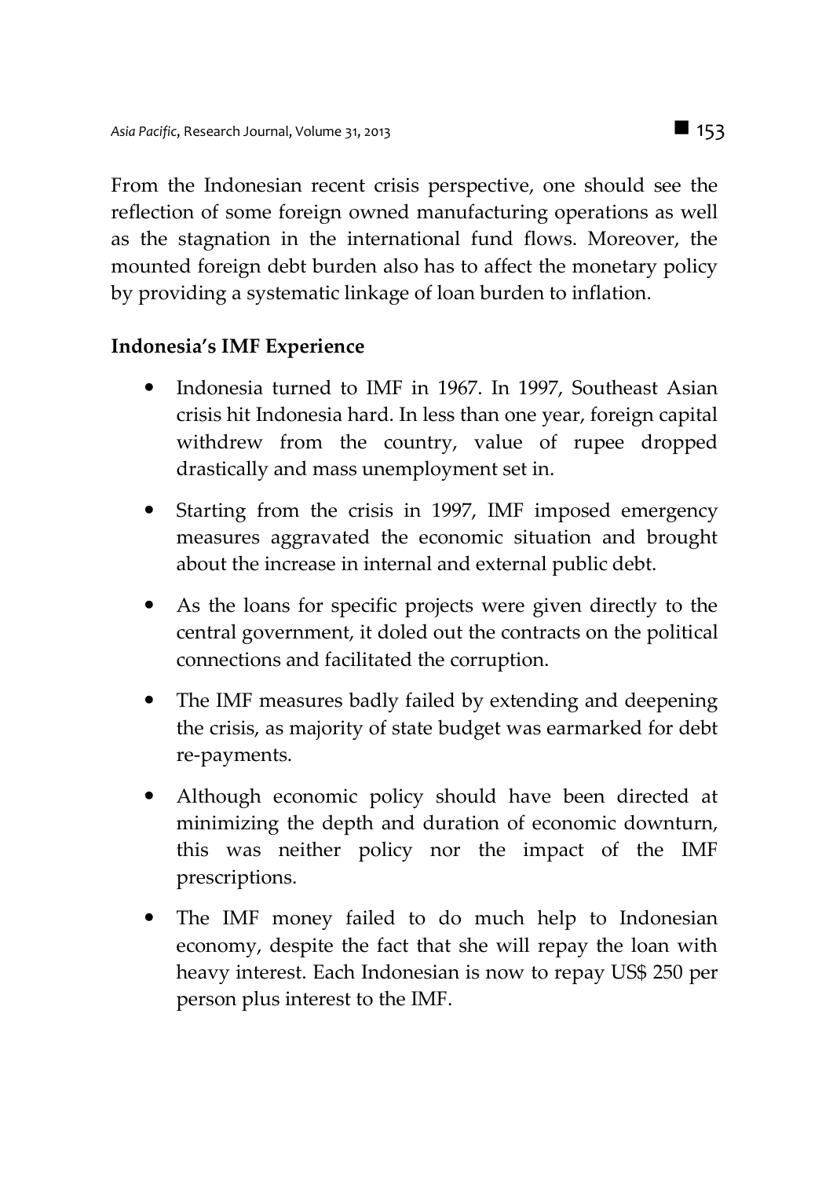From the Indonesian recent crisis perspective, one should see the reflection of some foreign owned manufacturing operations as well as the stagnation in the international fund flows. Moreover, the mounted foreign debt burden also has to affect the monetary policy by providing a systematic linkage of loan burden to inflation.

**Indonesia's IMF Experience**

- Indonesia turned to IMF in 1967. In 1997, Southeast Asian crisis hit Indonesia hard. In less than one year, foreign capital withdrew from the country, value of rupee dropped drastically and mass unemployment set in.
- Starting from the crisis in 1997, IMF imposed emergency measures aggravated the economic situation and brought about the increase in internal and external public debt.
- As the loans for specific projects were given directly to the central government, it doled out the contracts on the political connections and facilitated the corruption.
- The IMF measures badly failed by extending and deepening the crisis, as majority of state budget was earmarked for debt re-payments.
- Although economic policy should have been directed at minimizing the depth and duration of economic downturn, this was neither policy nor the impact of the IMF prescriptions.
- The IMF money failed to do much help to Indonesian economy, despite the fact that she will repay the loan with heavy interest. Each Indonesian is now to repay US$ 250 per person plus interest to the IMF.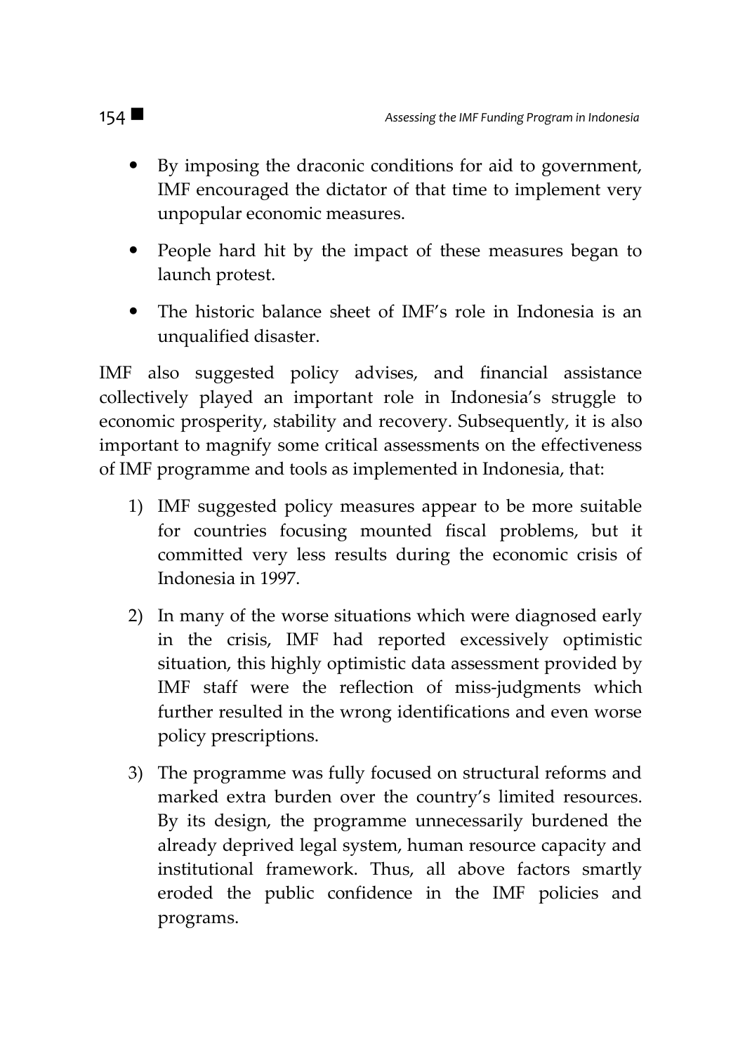- By imposing the draconic conditions for aid to government, IMF encouraged the dictator of that time to implement very unpopular economic measures.
- People hard hit by the impact of these measures began to launch protest.
- The historic balance sheet of IMF's role in Indonesia is an unqualified disaster.

IMF also suggested policy advises, and financial assistance collectively played an important role in Indonesia's struggle to economic prosperity, stability and recovery. Subsequently, it is also important to magnify some critical assessments on the effectiveness of IMF programme and tools as implemented in Indonesia, that:

1) IMF suggested policy measures appear to be more suitable for countries focusing mounted fiscal problems, but it committed very less results during the economic crisis of Indonesia in 1997.
2) In many of the worse situations which were diagnosed early in the crisis, IMF had reported excessively optimistic situation, this highly optimistic data assessment provided by IMF staff were the reflection of miss-judgments which further resulted in the wrong identifications and even worse policy prescriptions.
3) The programme was fully focused on structural reforms and marked extra burden over the country's limited resources. By its design, the programme unnecessarily burdened the already deprived legal system, human resource capacity and institutional framework. Thus, all above factors smartly eroded the public confidence in the IMF policies and programs.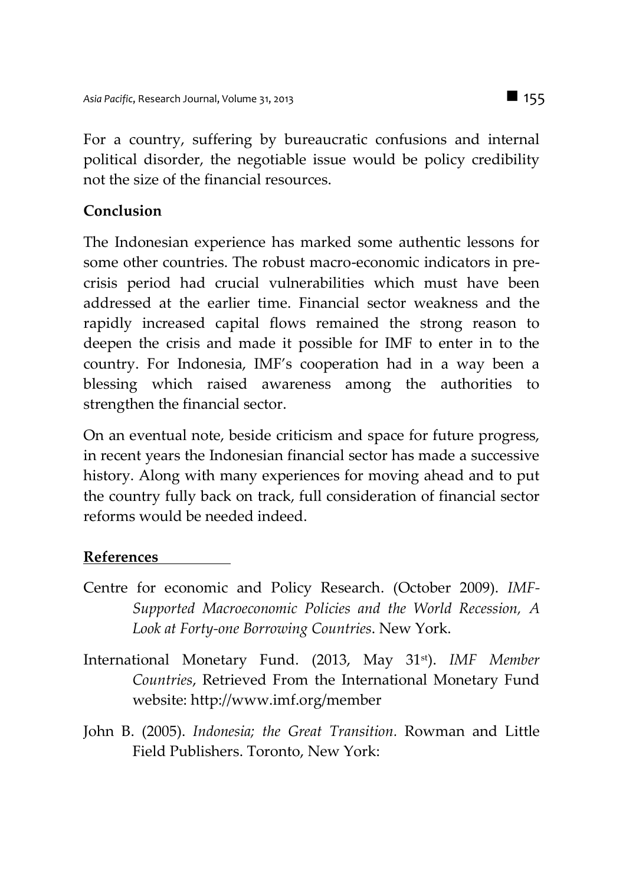For a country, suffering by bureaucratic confusions and internal political disorder, the negotiable issue would be policy credibility not the size of the financial resources.

## Conclusion

The Indonesian experience has marked some authentic lessons for some other countries. The robust macro-economic indicators in pre-crisis period had crucial vulnerabilities which must have been addressed at the earlier time. Financial sector weakness and the rapidly increased capital flows remained the strong reason to deepen the crisis and made it possible for IMF to enter in to the country. For Indonesia, IMF's cooperation had in a way been a blessing which raised awareness among the authorities to strengthen the financial sector.

On an eventual note, beside criticism and space for future progress, in recent years the Indonesian financial sector has made a successive history. Along with many experiences for moving ahead and to put the country fully back on track, full consideration of financial sector reforms would be needed indeed.

## References

Centre for economic and Policy Research. (October 2009). *IMF-Supported Macroeconomic Policies and the World Recession, A Look at Forty-one Borrowing Countries*. New York.

International Monetary Fund. (2013, May 31st). *IMF Member Countries*, Retrieved From the International Monetary Fund website: http://www.imf.org/member

John B. (2005). *Indonesia; the Great Transition.* Rowman and Little Field Publishers. Toronto, New York: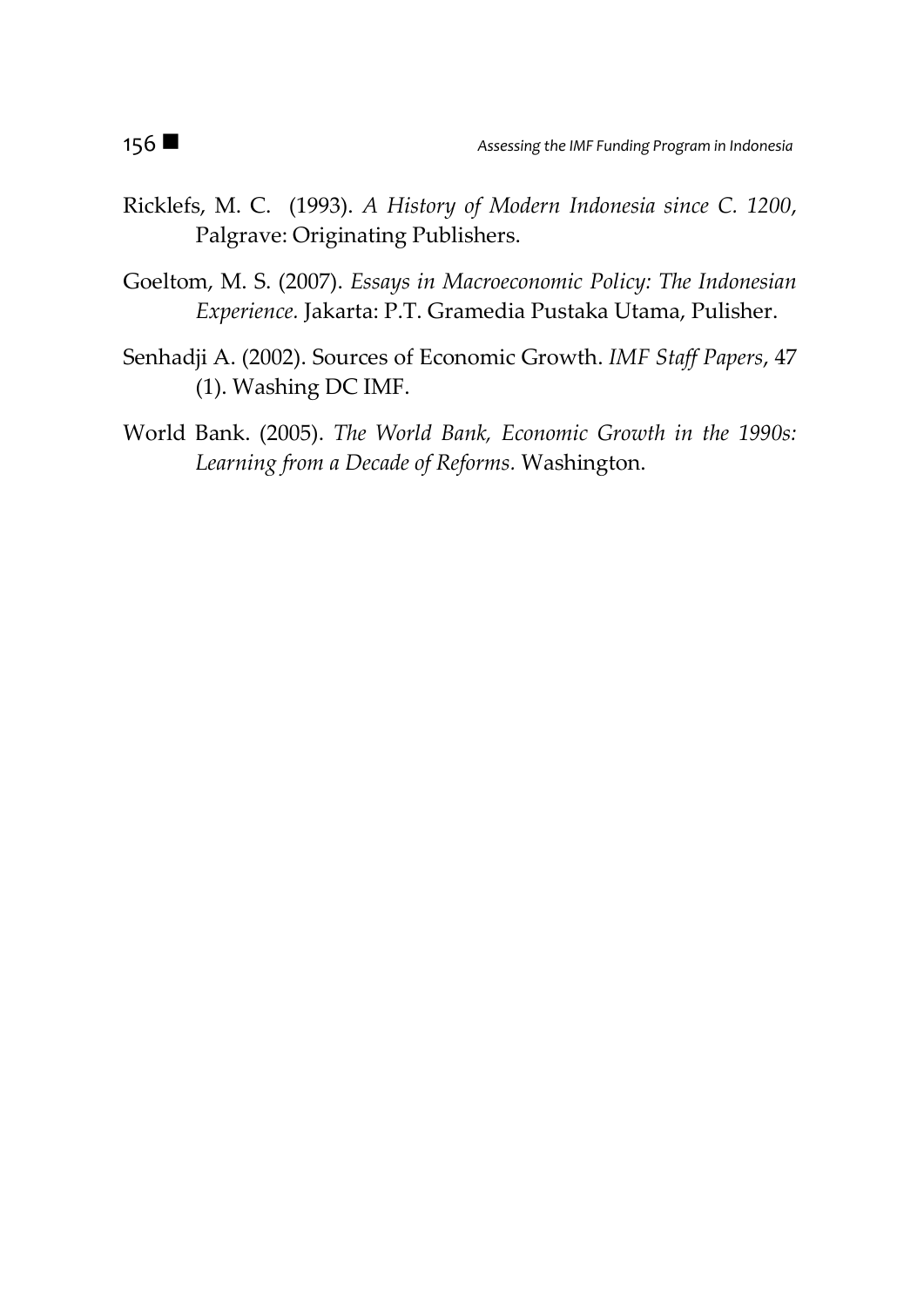Ricklefs, M. C. (1993). *A History of Modern Indonesia since C. 1200*, Palgrave: Originating Publishers.

Goeltom, M. S. (2007). *Essays in Macroeconomic Policy: The Indonesian Experience.* Jakarta: P.T. Gramedia Pustaka Utama, Pulisher.

Senhadji A. (2002). Sources of Economic Growth. *IMF Staff Papers*, 47 (1). Washing DC IMF.

World Bank. (2005). *The World Bank, Economic Growth in the 1990s: Learning from a Decade of Reforms.* Washington.